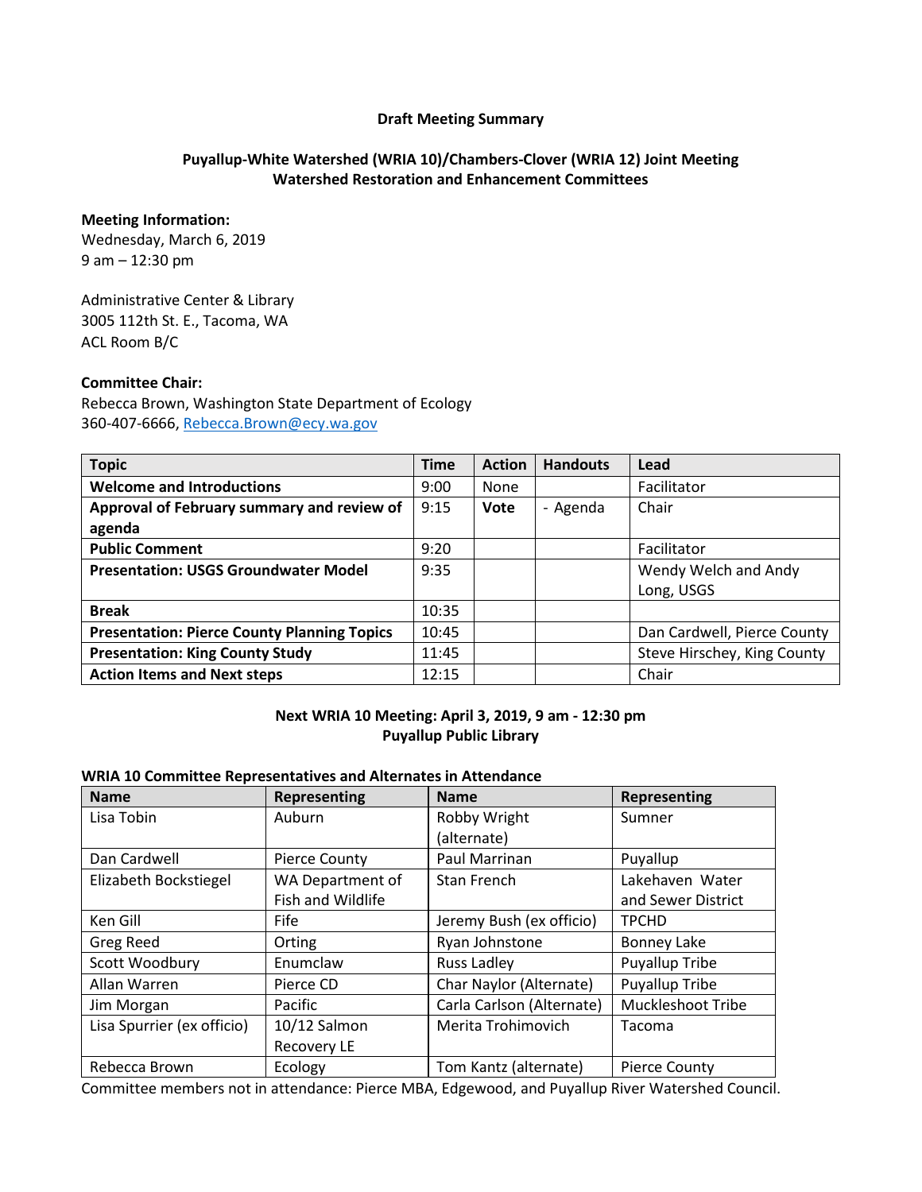**Draft Meeting Summary**

**Puyallup-White Watershed (WRIA 10)/Chambers-Clover (WRIA 12) Joint Meeting**
**Watershed Restoration and Enhancement Committees**

**Meeting Information:**
Wednesday, March 6, 2019
9 am – 12:30 pm

Administrative Center & Library
3005 112th St. E., Tacoma, WA
ACL Room B/C

**Committee Chair:**
Rebecca Brown, Washington State Department of Ecology
360-407-6666, Rebecca.Brown@ecy.wa.gov

| Topic | Time | Action | Handouts | Lead |
|---|---|---|---|---|
| **Welcome and Introductions** | 9:00 | None | | Facilitator |
| **Approval of February summary and review of agenda** | 9:15 | **Vote** | - Agenda | Chair |
| **Public Comment** | 9:20 | | | Facilitator |
| **Presentation: USGS Groundwater Model** | 9:35 | | | Wendy Welch and Andy Long, USGS |
| **Break** | 10:35 | | | |
| **Presentation: Pierce County Planning Topics** | 10:45 | | | Dan Cardwell, Pierce County |
| **Presentation: King County Study** | 11:45 | | | Steve Hirschey, King County |
| **Action Items and Next steps** | 12:15 | | | Chair |

**Next WRIA 10 Meeting: April 3, 2019, 9 am - 12:30 pm**
**Puyallup Public Library**

**WRIA 10 Committee Representatives and Alternates in Attendance**

| Name | Representing | Name | Representing |
|---|---|---|---|
| Lisa Tobin | Auburn | Robby Wright (alternate) | Sumner |
| Dan Cardwell | Pierce County | Paul Marrinan | Puyallup |
| Elizabeth Bockstiegel | WA Department of Fish and Wildlife | Stan French | Lakehaven Water and Sewer District |
| Ken Gill | Fife | Jeremy Bush (ex officio) | TPCHD |
| Greg Reed | Orting | Ryan Johnstone | Bonney Lake |
| Scott Woodbury | Enumclaw | Russ Ladley | Puyallup Tribe |
| Allan Warren | Pierce CD | Char Naylor (Alternate) | Puyallup Tribe |
| Jim Morgan | Pacific | Carla Carlson (Alternate) | Muckleshoot Tribe |
| Lisa Spurrier (ex officio) | 10/12 Salmon Recovery LE | Merita Trohimovich | Tacoma |
| Rebecca Brown | Ecology | Tom Kantz (alternate) | Pierce County |

Committee members not in attendance: Pierce MBA, Edgewood, and Puyallup River Watershed Council.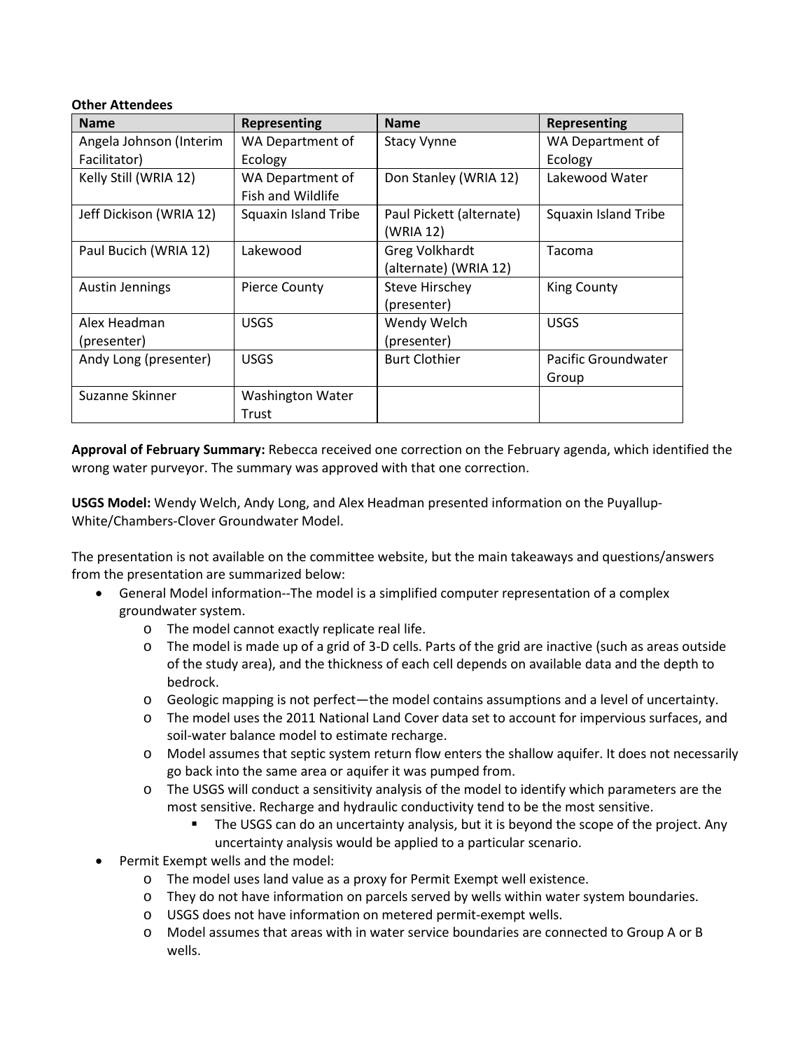**Other Attendees**

| Name | Representing | Name | Representing |
|---|---|---|---|
| Angela Johnson (Interim Facilitator) | WA Department of Ecology | Stacy Vynne | WA Department of Ecology |
| Kelly Still (WRIA 12) | WA Department of Fish and Wildlife | Don Stanley (WRIA 12) | Lakewood Water |
| Jeff Dickison (WRIA 12) | Squaxin Island Tribe | Paul Pickett (alternate) (WRIA 12) | Squaxin Island Tribe |
| Paul Bucich (WRIA 12) | Lakewood | Greg Volkhardt (alternate) (WRIA 12) | Tacoma |
| Austin Jennings | Pierce County | Steve Hirschey (presenter) | King County |
| Alex Headman (presenter) | USGS | Wendy Welch (presenter) | USGS |
| Andy Long (presenter) | USGS | Burt Clothier | Pacific Groundwater Group |
| Suzanne Skinner | Washington Water Trust | | |

**Approval of February Summary:** Rebecca received one correction on the February agenda, which identified the wrong water purveyor. The summary was approved with that one correction.

**USGS Model:** Wendy Welch, Andy Long, and Alex Headman presented information on the Puyallup-White/Chambers-Clover Groundwater Model.

The presentation is not available on the committee website, but the main takeaways and questions/answers from the presentation are summarized below:

- General Model information--The model is a simplified computer representation of a complex groundwater system.
  - The model cannot exactly replicate real life.
  - The model is made up of a grid of 3-D cells. Parts of the grid are inactive (such as areas outside of the study area), and the thickness of each cell depends on available data and the depth to bedrock.
  - Geologic mapping is not perfect—the model contains assumptions and a level of uncertainty.
  - The model uses the 2011 National Land Cover data set to account for impervious surfaces, and soil-water balance model to estimate recharge.
  - Model assumes that septic system return flow enters the shallow aquifer. It does not necessarily go back into the same area or aquifer it was pumped from.
  - The USGS will conduct a sensitivity analysis of the model to identify which parameters are the most sensitive. Recharge and hydraulic conductivity tend to be the most sensitive.
    - The USGS can do an uncertainty analysis, but it is beyond the scope of the project. Any uncertainty analysis would be applied to a particular scenario.
- Permit Exempt wells and the model:
  - The model uses land value as a proxy for Permit Exempt well existence.
  - They do not have information on parcels served by wells within water system boundaries.
  - USGS does not have information on metered permit-exempt wells.
  - Model assumes that areas with in water service boundaries are connected to Group A or B wells.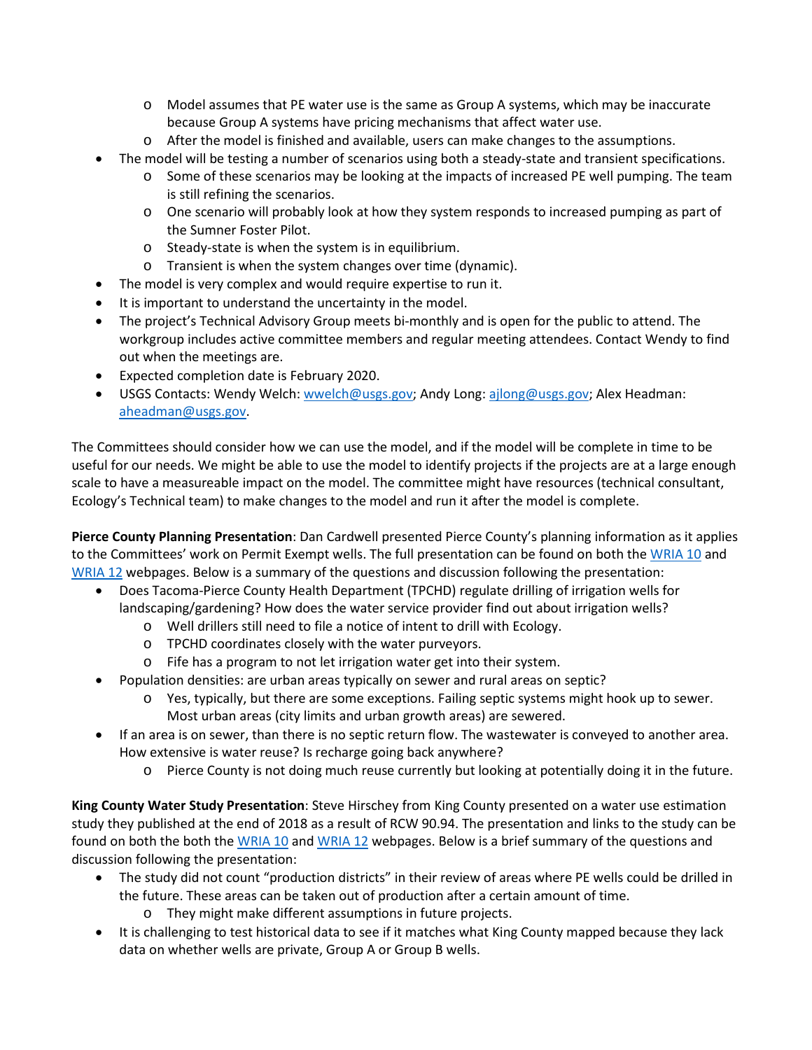- Model assumes that PE water use is the same as Group A systems, which may be inaccurate because Group A systems have pricing mechanisms that affect water use.
    - After the model is finished and available, users can make changes to the assumptions.
- The model will be testing a number of scenarios using both a steady-state and transient specifications.
    - Some of these scenarios may be looking at the impacts of increased PE well pumping. The team is still refining the scenarios.
    - One scenario will probably look at how they system responds to increased pumping as part of the Sumner Foster Pilot.
    - Steady-state is when the system is in equilibrium.
    - Transient is when the system changes over time (dynamic).
- The model is very complex and would require expertise to run it.
- It is important to understand the uncertainty in the model.
- The project's Technical Advisory Group meets bi-monthly and is open for the public to attend. The workgroup includes active committee members and regular meeting attendees. Contact Wendy to find out when the meetings are.
- Expected completion date is February 2020.
- USGS Contacts: Wendy Welch: wwelch@usgs.gov; Andy Long: ajlong@usgs.gov; Alex Headman: aheadman@usgs.gov.

The Committees should consider how we can use the model, and if the model will be complete in time to be useful for our needs. We might be able to use the model to identify projects if the projects are at a large enough scale to have a measureable impact on the model. The committee might have resources (technical consultant, Ecology's Technical team) to make changes to the model and run it after the model is complete.

**Pierce County Planning Presentation**: Dan Cardwell presented Pierce County's planning information as it applies to the Committees' work on Permit Exempt wells. The full presentation can be found on both the WRIA 10 and WRIA 12 webpages. Below is a summary of the questions and discussion following the presentation:

- Does Tacoma-Pierce County Health Department (TPCHD) regulate drilling of irrigation wells for landscaping/gardening? How does the water service provider find out about irrigation wells?
    - Well drillers still need to file a notice of intent to drill with Ecology.
    - TPCHD coordinates closely with the water purveyors.
    - Fife has a program to not let irrigation water get into their system.
- Population densities: are urban areas typically on sewer and rural areas on septic?
    - Yes, typically, but there are some exceptions. Failing septic systems might hook up to sewer. Most urban areas (city limits and urban growth areas) are sewered.
- If an area is on sewer, than there is no septic return flow. The wastewater is conveyed to another area. How extensive is water reuse? Is recharge going back anywhere?
    - Pierce County is not doing much reuse currently but looking at potentially doing it in the future.

**King County Water Study Presentation**: Steve Hirschey from King County presented on a water use estimation study they published at the end of 2018 as a result of RCW 90.94. The presentation and links to the study can be found on both the both the WRIA 10 and WRIA 12 webpages. Below is a brief summary of the questions and discussion following the presentation:

- The study did not count "production districts" in their review of areas where PE wells could be drilled in the future. These areas can be taken out of production after a certain amount of time.
    - They might make different assumptions in future projects.
- It is challenging to test historical data to see if it matches what King County mapped because they lack data on whether wells are private, Group A or Group B wells.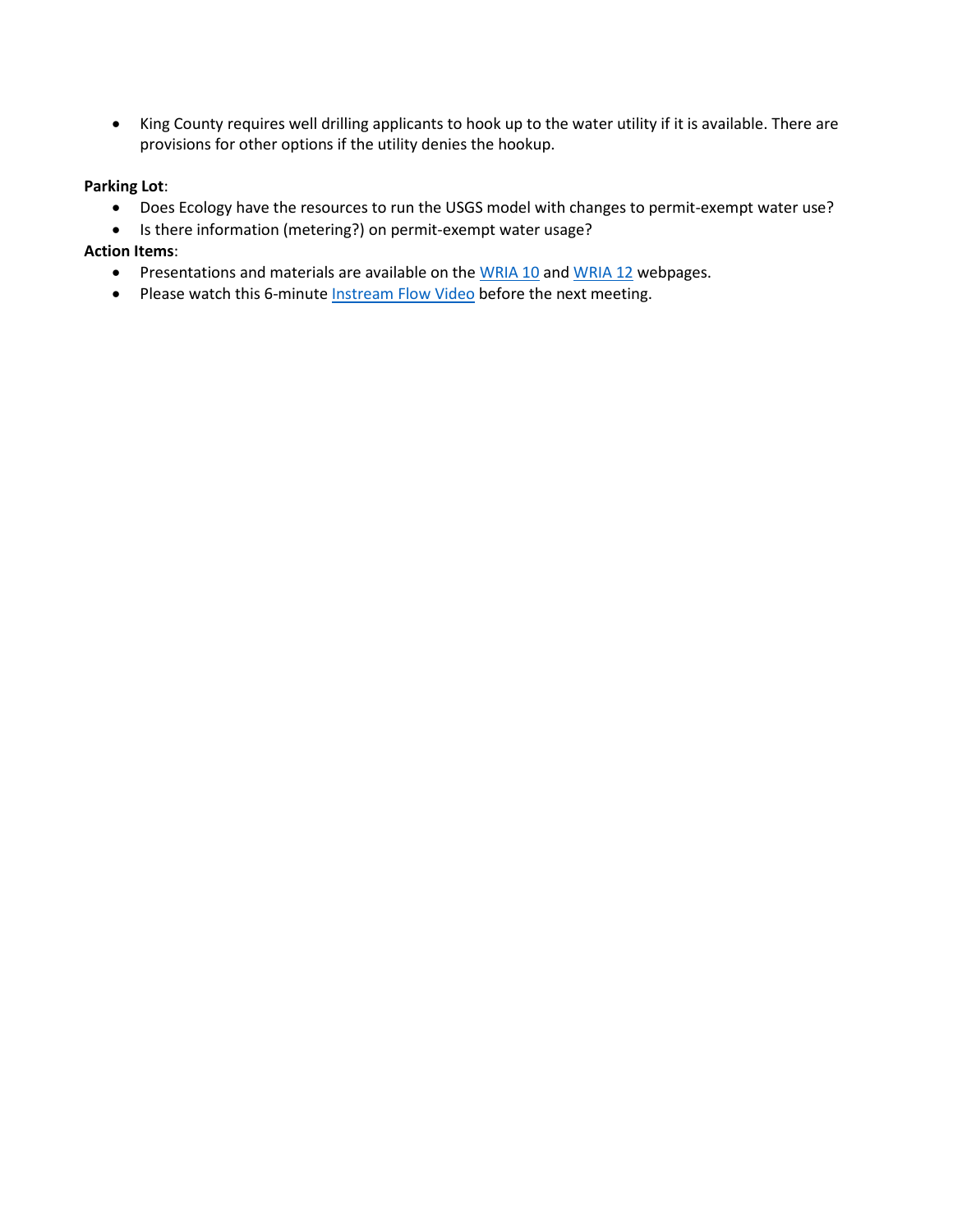- King County requires well drilling applicants to hook up to the water utility if it is available. There are provisions for other options if the utility denies the hookup.

**Parking Lot**:

- Does Ecology have the resources to run the USGS model with changes to permit-exempt water use?
- Is there information (metering?) on permit-exempt water usage?

**Action Items**:

- Presentations and materials are available on the WRIA 10 and WRIA 12 webpages.
- Please watch this 6-minute Instream Flow Video before the next meeting.